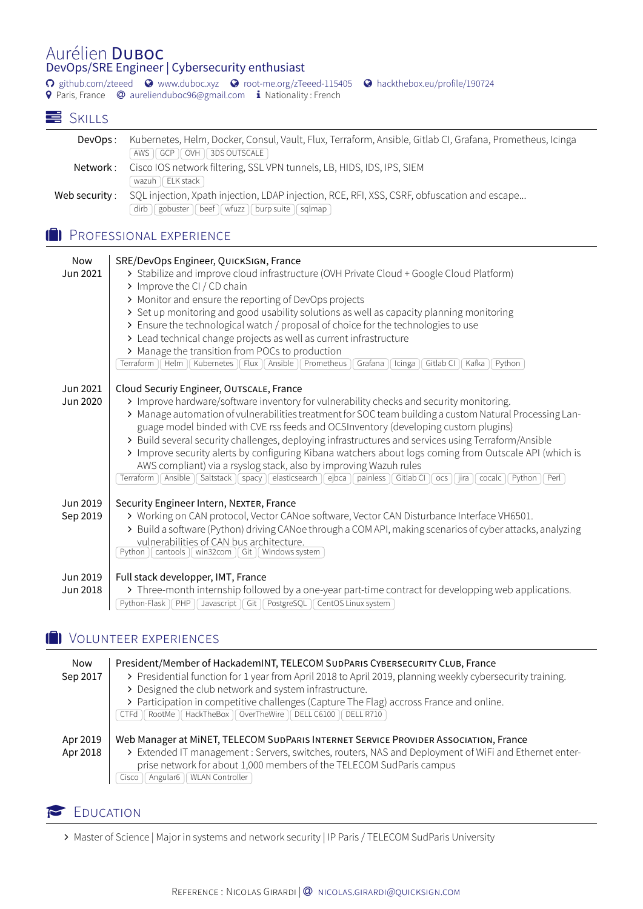# Aurélien Duboc

## DevOps/SRE Engineer | Cybersecurity enthusiast

github.com/zteeed · www.duboc.xyz · root-me.org/zTeeed-115405 · hackthebox.eu/profile/190724
Paris, France · aurelienduboc96@gmail.com · Nationality : French

## Skills

**DevOps :** Kubernetes, Helm, Docker, Consul, Vault, Flux, Terraform, Ansible, Gitlab CI, Grafana, Prometheus, Icinga
AWS | GCP | OVH | 3DS OUTSCALE

**Network :** Cisco IOS network filtering, SSL VPN tunnels, LB, HIDS, IDS, IPS, SIEM
wazuh | ELK stack

**Web security :** SQL injection, Xpath injection, LDAP injection, RCE, RFI, XSS, CSRF, obfuscation and escape...
dirb | gobuster | beef | wfuzz | burp suite | sqlmap

## Professional experience

**Now – Jun 2021**
**SRE/DevOps Engineer, QuickSign, France**
- Stabilize and improve cloud infrastructure (OVH Private Cloud + Google Cloud Platform)
- Improve the CI / CD chain
- Monitor and ensure the reporting of DevOps projects
- Set up monitoring and good usability solutions as well as capacity planning monitoring
- Ensure the technological watch / proposal of choice for the technologies to use
- Lead technical change projects as well as current infrastructure
- Manage the transition from POCs to production

Terraform | Helm | Kubernetes | Flux | Ansible | Prometheus | Grafana | Icinga | Gitlab CI | Kafka | Python

**Jun 2021 – Jun 2020**
**Cloud Securiy Engineer, Outscale, France**
- Improve hardware/software inventory for vulnerability checks and security monitoring.
- Manage automation of vulnerabilities treatment for SOC team building a custom Natural Processing Language model binded with CVE rss feeds and OCSInventory (developing custom plugins)
- Build several security challenges, deploying infrastructures and services using Terraform/Ansible
- Improve security alerts by configuring Kibana watchers about logs coming from Outscale API (which is AWS compliant) via a rsyslog stack, also by improving Wazuh rules

Terraform | Ansible | Saltstack | spacy | elasticsearch | ejbca | painless | Gitlab CI | ocs | jira | cocalc | Python | Perl

**Jun 2019 – Sep 2019**
**Security Engineer Intern, Nexter, France**
- Working on CAN protocol, Vector CANoe software, Vector CAN Disturbance Interface VH6501.
- Build a software (Python) driving CANoe through a COM API, making scenarios of cyber attacks, analyzing vulnerabilities of CAN bus architecture.

Python | cantools | win32com | Git | Windows system

**Jun 2019 – Jun 2018**
**Full stack developper, IMT, France**
- Three-month internship followed by a one-year part-time contract for developping web applications.

Python-Flask | PHP | Javascript | Git | PostgreSQL | CentOS Linux system

## Volunteer experiences

**Now – Sep 2017**
**President/Member of HackademINT, TELECOM SudParis Cybersecurity Club, France**
- Presidential function for 1 year from April 2018 to April 2019, planning weekly cybersecurity training.
- Designed the club network and system infrastructure.
- Participation in competitive challenges (Capture The Flag) accross France and online.

CTFd | RootMe | HackTheBox | OverTheWire | DELL C6100 | DELL R710

**Apr 2019 – Apr 2018**
**Web Manager at MiNET, TELECOM SudParis Internet Service Provider Association, France**
- Extended IT management : Servers, switches, routers, NAS and Deployment of WiFi and Ethernet enterprise network for about 1,000 members of the TELECOM SudParis campus

Cisco | Angular6 | WLAN Controller

## Education

- Master of Science | Major in systems and network security | IP Paris / TELECOM SudParis University

Reference : Nicolas Girardi | nicolas.girardi@quicksign.com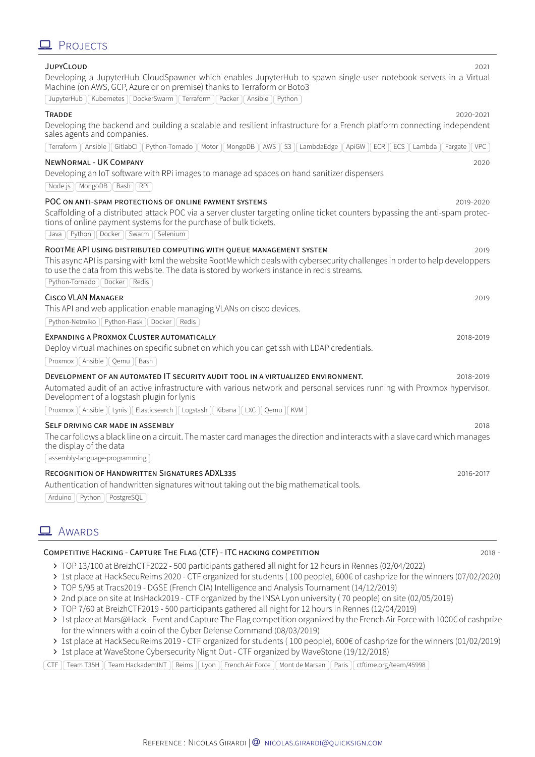## Projects

### JupyCloud — 2021

Developing a JupyterHub CloudSpawner which enables JupyterHub to spawn single-user notebook servers in a Virtual Machine (on AWS, GCP, Azure or on premise) thanks to Terraform or Boto3

JupyterHub | Kubernetes | DockerSwarm | Terraform | Packer | Ansible | Python

### Tradde — 2020-2021

Developing the backend and building a scalable and resilient infrastructure for a French platform connecting independent sales agents and companies.

Terraform | Ansible | GitlabCI | Python-Tornado | Motor | MongoDB | AWS | S3 | LambdaEdge | ApiGW | ECR | ECS | Lambda | Fargate | VPC

### NewNormal - UK Company — 2020

Developing an IoT software with RPi images to manage ad spaces on hand sanitizer dispensers

Node.js | MongoDB | Bash | RPi

### POC on anti-spam protections of online payment systems — 2019-2020

Scaffolding of a distributed attack POC via a server cluster targeting online ticket counters bypassing the anti-spam protections of online payment systems for the purchase of bulk tickets.

Java | Python | Docker | Swarm | Selenium

### RootMe API using distributed computing with queue management system — 2019

This async API is parsing with lxml the website RootMe which deals with cybersecurity challenges in order to help developpers to use the data from this website. The data is stored by workers instance in redis streams.

Python-Tornado | Docker | Redis

### Cisco VLAN Manager — 2019

This API and web application enable managing VLANs on cisco devices.

Python-Netmiko | Python-Flask | Docker | Redis

### Expanding a Proxmox Cluster automatically — 2018-2019

Deploy virtual machines on specific subnet on which you can get ssh with LDAP credentials.

Proxmox | Ansible | Qemu | Bash

### Development of an automated IT security audit tool in a virtualized environment. — 2018-2019

Automated audit of an active infrastructure with various network and personal services running with Proxmox hypervisor. Development of a logstash plugin for lynis

Proxmox | Ansible | Lynis | Elasticsearch | Logstash | Kibana | LXC | Qemu | KVM

### Self driving car made in assembly — 2018

The car follows a black line on a circuit. The master card manages the direction and interacts with a slave card which manages the display of the data

assembly-language-programming

### Recognition of Handwritten Signatures ADXL335 — 2016-2017

Authentication of handwritten signatures without taking out the big mathematical tools.

Arduino | Python | PostgreSQL

## Awards

### Competitive Hacking - Capture The Flag (CTF) - ITC hacking competition — 2018 -

- TOP 13/100 at BreizhCTF2022 - 500 participants gathered all night for 12 hours in Rennes (02/04/2022)
- 1st place at HackSecuReims 2020 - CTF organized for students ( 100 people), 600€ of cashprize for the winners (07/02/2020)
- TOP 5/95 at Tracs2019 - DGSE (French CIA) Intelligence and Analysis Tournament (14/12/2019)
- 2nd place on site at InsHack2019 - CTF organized by the INSA Lyon university ( 70 people) on site (02/05/2019)
- TOP 7/60 at BreizhCTF2019 - 500 participants gathered all night for 12 hours in Rennes (12/04/2019)
- 1st place at Mars@Hack - Event and Capture The Flag competition organized by the French Air Force with 1000€ of cashprize for the winners with a coin of the Cyber Defense Command (08/03/2019)
- 1st place at HackSecuReims 2019 - CTF organized for students ( 100 people), 600€ of cashprize for the winners (01/02/2019)
- 1st place at WaveStone Cybersecurity Night Out - CTF organized by WaveStone (19/12/2018)

CTF | Team T35H | Team HackademINT | Reims | Lyon | French Air Force | Mont de Marsan | Paris | ctftime.org/team/45998

Reference : Nicolas Girardi | @ nicolas.girardi@quicksign.com